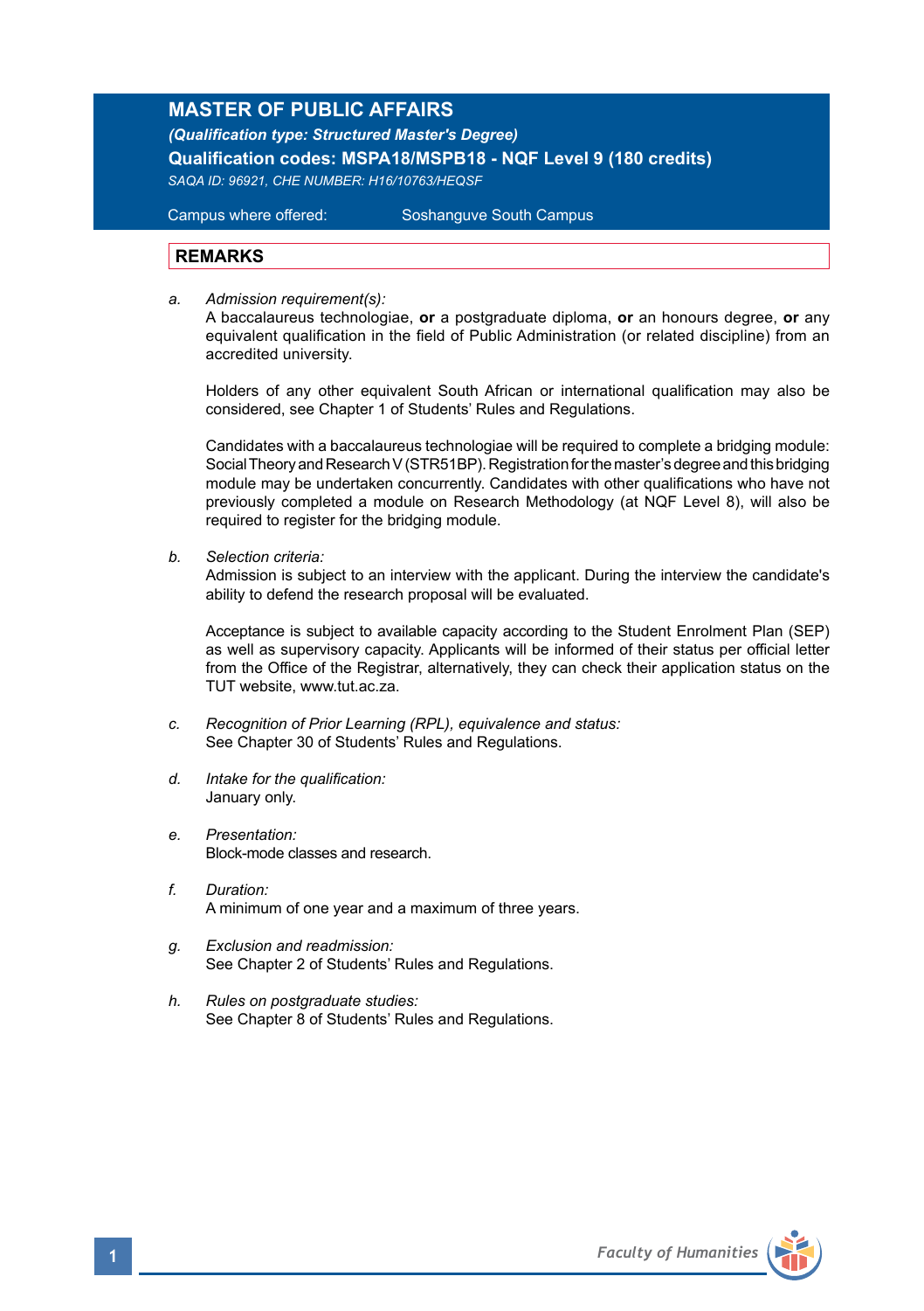# MASTER OF PUBLIC AFFAIRS

***(Qualification type: Structured Master's Degree)***

**Qualification codes: MSPA18/MSPB18 - NQF Level 9 (180 credits)**

*SAQA ID: 96921, CHE NUMBER: H16/10763/HEQSF*

Campus where offered: Soshanguve South Campus

## REMARKS

a. *Admission requirement(s):*
A baccalaureus technologiae, **or** a postgraduate diploma, **or** an honours degree, **or** any equivalent qualification in the field of Public Administration (or related discipline) from an accredited university.

Holders of any other equivalent South African or international qualification may also be considered, see Chapter 1 of Students' Rules and Regulations.

Candidates with a baccalaureus technologiae will be required to complete a bridging module: Social Theory and Research V (STR51BP). Registration for the master's degree and this bridging module may be undertaken concurrently. Candidates with other qualifications who have not previously completed a module on Research Methodology (at NQF Level 8), will also be required to register for the bridging module.

b. *Selection criteria:*
Admission is subject to an interview with the applicant. During the interview the candidate's ability to defend the research proposal will be evaluated.

Acceptance is subject to available capacity according to the Student Enrolment Plan (SEP) as well as supervisory capacity. Applicants will be informed of their status per official letter from the Office of the Registrar, alternatively, they can check their application status on the TUT website, www.tut.ac.za.

c. *Recognition of Prior Learning (RPL), equivalence and status:*
See Chapter 30 of Students' Rules and Regulations.

d. *Intake for the qualification:*
January only.

e. *Presentation:*
Block-mode classes and research.

f. *Duration:*
A minimum of one year and a maximum of three years.

g. *Exclusion and readmission:*
See Chapter 2 of Students' Rules and Regulations.

h. *Rules on postgraduate studies:*
See Chapter 8 of Students' Rules and Regulations.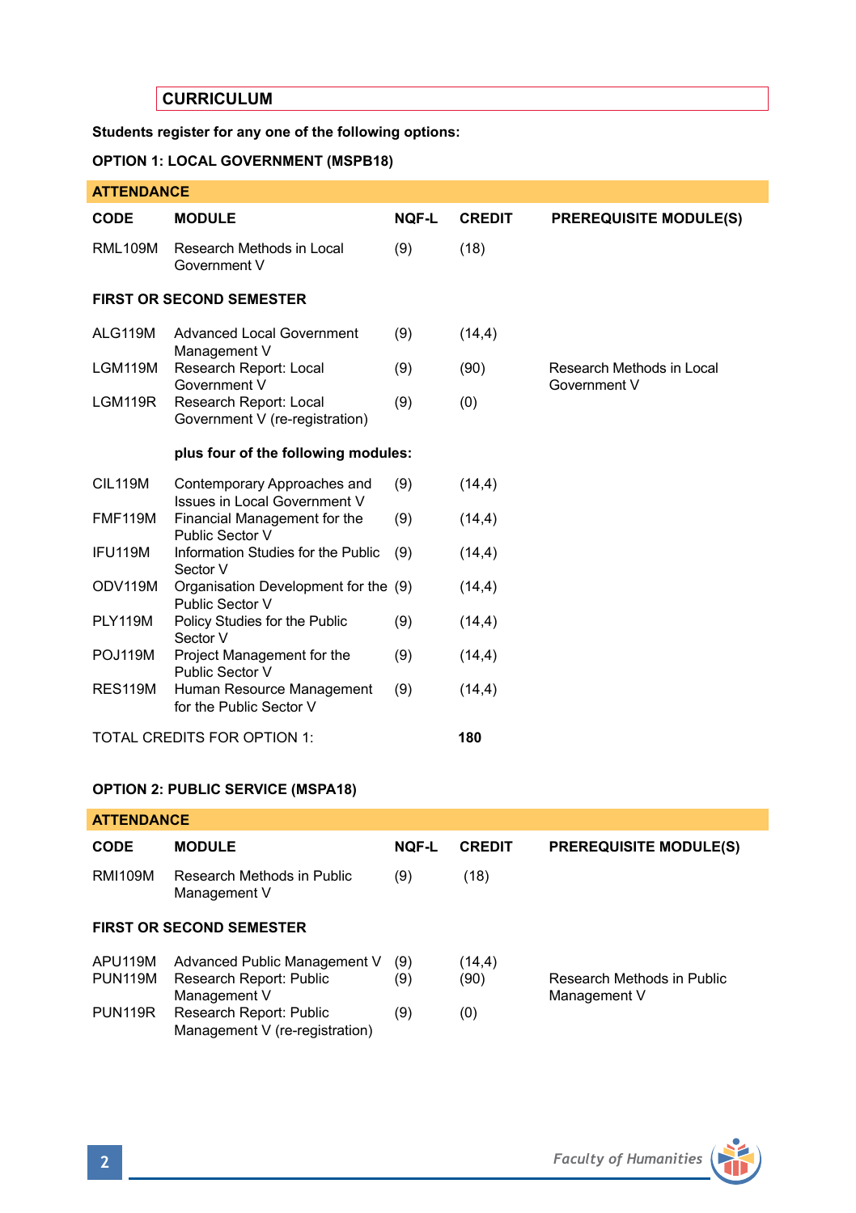## CURRICULUM

**Students register for any one of the following options:**

**OPTION 1: LOCAL GOVERNMENT (MSPB18)**

| CODE | MODULE | NQF-L | CREDIT | PREREQUISITE MODULE(S) |
|---|---|---|---|---|
| **ATTENDANCE** | | | | |
| RML109M | Research Methods in Local Government V | (9) | (18) | |
| **FIRST OR SECOND SEMESTER** | | | | |
| ALG119M | Advanced Local Government Management V | (9) | (14,4) | |
| LGM119M | Research Report: Local Government V | (9) | (90) | Research Methods in Local Government V |
| LGM119R | Research Report: Local Government V (re-registration) | (9) | (0) | |
| | **plus four of the following modules:** | | | |
| CIL119M | Contemporary Approaches and Issues in Local Government V | (9) | (14,4) | |
| FMF119M | Financial Management for the Public Sector V | (9) | (14,4) | |
| IFU119M | Information Studies for the Public Sector V | (9) | (14,4) | |
| ODV119M | Organisation Development for the Public Sector V | (9) | (14,4) | |
| PLY119M | Policy Studies for the Public Sector V | (9) | (14,4) | |
| POJ119M | Project Management for the Public Sector V | (9) | (14,4) | |
| RES119M | Human Resource Management for the Public Sector V | (9) | (14,4) | |
| TOTAL CREDITS FOR OPTION 1: | | | **180** | |

**OPTION 2: PUBLIC SERVICE (MSPA18)**

| CODE | MODULE | NQF-L | CREDIT | PREREQUISITE MODULE(S) |
|---|---|---|---|---|
| **ATTENDANCE** | | | | |
| RMI109M | Research Methods in Public Management V | (9) | (18) | |
| **FIRST OR SECOND SEMESTER** | | | | |
| APU119M | Advanced Public Management V | (9) | (14,4) | |
| PUN119M | Research Report: Public Management V | (9) | (90) | Research Methods in Public Management V |
| PUN119R | Research Report: Public Management V (re-registration) | (9) | (0) | |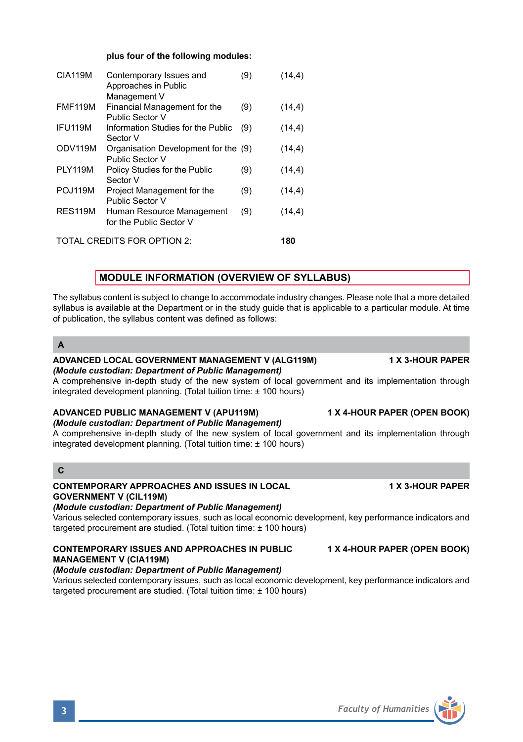**plus four of the following modules:**

| | | | |
|---|---|---|---|
| CIA119M | Contemporary Issues and Approaches in Public Management V | (9) | (14,4) |
| FMF119M | Financial Management for the Public Sector V | (9) | (14,4) |
| IFU119M | Information Studies for the Public Sector V | (9) | (14,4) |
| ODV119M | Organisation Development for the Public Sector V | (9) | (14,4) |
| PLY119M | Policy Studies for the Public Sector V | (9) | (14,4) |
| POJ119M | Project Management for the Public Sector V | (9) | (14,4) |
| RES119M | Human Resource Management for the Public Sector V | (9) | (14,4) |
| TOTAL CREDITS FOR OPTION 2: | | | **180** |

## MODULE INFORMATION (OVERVIEW OF SYLLABUS)

The syllabus content is subject to change to accommodate industry changes. Please note that a more detailed syllabus is available at the Department or in the study guide that is applicable to a particular module. At time of publication, the syllabus content was defined as follows:

### A

**ADVANCED LOCAL GOVERNMENT MANAGEMENT V (ALG119M)** — **1 X 3-HOUR PAPER**
***(Module custodian: Department of Public Management)***
A comprehensive in-depth study of the new system of local government and its implementation through integrated development planning. (Total tuition time: ± 100 hours)

**ADVANCED PUBLIC MANAGEMENT V (APU119M)** — **1 X 4-HOUR PAPER (OPEN BOOK)**
***(Module custodian: Department of Public Management)***
A comprehensive in-depth study of the new system of local government and its implementation through integrated development planning. (Total tuition time: ± 100 hours)

### C

**CONTEMPORARY APPROACHES AND ISSUES IN LOCAL GOVERNMENT V (CIL119M)** — **1 X 3-HOUR PAPER**
***(Module custodian: Department of Public Management)***
Various selected contemporary issues, such as local economic development, key performance indicators and targeted procurement are studied. (Total tuition time: ± 100 hours)

**CONTEMPORARY ISSUES AND APPROACHES IN PUBLIC MANAGEMENT V (CIA119M)** — **1 X 4-HOUR PAPER (OPEN BOOK)**
***(Module custodian: Department of Public Management)***
Various selected contemporary issues, such as local economic development, key performance indicators and targeted procurement are studied. (Total tuition time: ± 100 hours)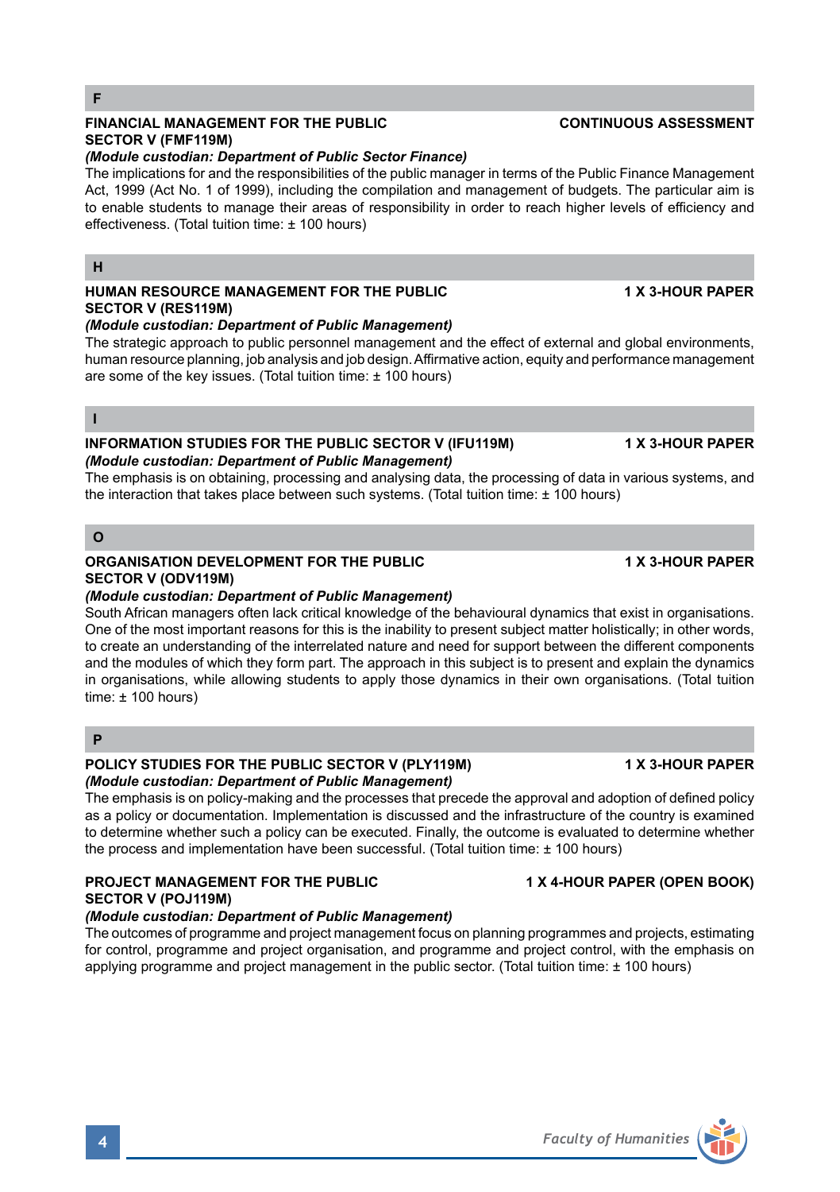## F

**FINANCIAL MANAGEMENT FOR THE PUBLIC SECTOR V (FMF119M)** — **CONTINUOUS ASSESSMENT**

***(Module custodian: Department of Public Sector Finance)***

The implications for and the responsibilities of the public manager in terms of the Public Finance Management Act, 1999 (Act No. 1 of 1999), including the compilation and management of budgets. The particular aim is to enable students to manage their areas of responsibility in order to reach higher levels of efficiency and effectiveness. (Total tuition time: ± 100 hours)

## H

**HUMAN RESOURCE MANAGEMENT FOR THE PUBLIC SECTOR V (RES119M)** — **1 X 3-HOUR PAPER**

***(Module custodian: Department of Public Management)***

The strategic approach to public personnel management and the effect of external and global environments, human resource planning, job analysis and job design. Affirmative action, equity and performance management are some of the key issues. (Total tuition time: ± 100 hours)

## I

**INFORMATION STUDIES FOR THE PUBLIC SECTOR V (IFU119M)** — **1 X 3-HOUR PAPER**

***(Module custodian: Department of Public Management)***

The emphasis is on obtaining, processing and analysing data, the processing of data in various systems, and the interaction that takes place between such systems. (Total tuition time: ± 100 hours)

## O

**ORGANISATION DEVELOPMENT FOR THE PUBLIC SECTOR V (ODV119M)** — **1 X 3-HOUR PAPER**

***(Module custodian: Department of Public Management)***

South African managers often lack critical knowledge of the behavioural dynamics that exist in organisations. One of the most important reasons for this is the inability to present subject matter holistically; in other words, to create an understanding of the interrelated nature and need for support between the different components and the modules of which they form part. The approach in this subject is to present and explain the dynamics in organisations, while allowing students to apply those dynamics in their own organisations. (Total tuition time: ± 100 hours)

## P

**POLICY STUDIES FOR THE PUBLIC SECTOR V (PLY119M)** — **1 X 3-HOUR PAPER**

***(Module custodian: Department of Public Management)***

The emphasis is on policy-making and the processes that precede the approval and adoption of defined policy as a policy or documentation. Implementation is discussed and the infrastructure of the country is examined to determine whether such a policy can be executed. Finally, the outcome is evaluated to determine whether the process and implementation have been successful. (Total tuition time: ± 100 hours)

**PROJECT MANAGEMENT FOR THE PUBLIC SECTOR V (POJ119M)** — **1 X 4-HOUR PAPER (OPEN BOOK)**

***(Module custodian: Department of Public Management)***

The outcomes of programme and project management focus on planning programmes and projects, estimating for control, programme and project organisation, and programme and project control, with the emphasis on applying programme and project management in the public sector. (Total tuition time: ± 100 hours)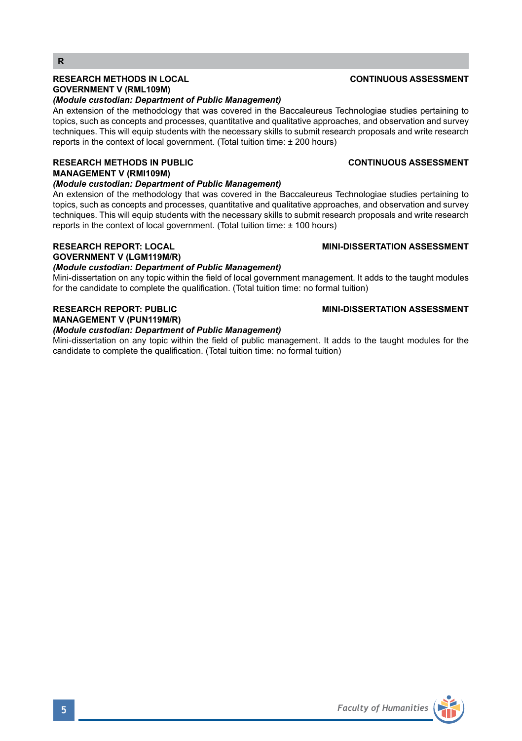## R

**RESEARCH METHODS IN LOCAL GOVERNMENT V (RML109M)** **CONTINUOUS ASSESSMENT**

***(Module custodian: Department of Public Management)***

An extension of the methodology that was covered in the Baccaleureus Technologiae studies pertaining to topics, such as concepts and processes, quantitative and qualitative approaches, and observation and survey techniques. This will equip students with the necessary skills to submit research proposals and write research reports in the context of local government. (Total tuition time: ± 200 hours)

**RESEARCH METHODS IN PUBLIC MANAGEMENT V (RMI109M)** **CONTINUOUS ASSESSMENT**

***(Module custodian: Department of Public Management)***

An extension of the methodology that was covered in the Baccaleureus Technologiae studies pertaining to topics, such as concepts and processes, quantitative and qualitative approaches, and observation and survey techniques. This will equip students with the necessary skills to submit research proposals and write research reports in the context of local government. (Total tuition time: ± 100 hours)

**RESEARCH REPORT: LOCAL GOVERNMENT V (LGM119M/R)** **MINI-DISSERTATION ASSESSMENT**

***(Module custodian: Department of Public Management)***

Mini-dissertation on any topic within the field of local government management. It adds to the taught modules for the candidate to complete the qualification. (Total tuition time: no formal tuition)

**RESEARCH REPORT: PUBLIC MANAGEMENT V (PUN119M/R)** **MINI-DISSERTATION ASSESSMENT**

***(Module custodian: Department of Public Management)***

Mini-dissertation on any topic within the field of public management. It adds to the taught modules for the candidate to complete the qualification. (Total tuition time: no formal tuition)